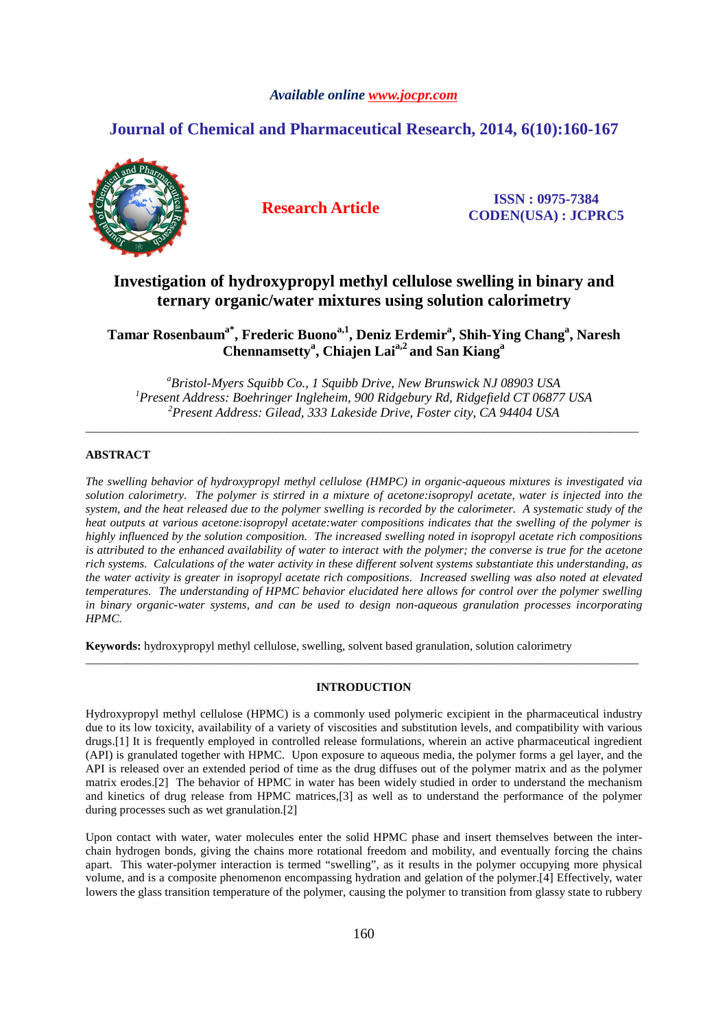Available online www.jocpr.com

# Journal of Chemical and Pharmaceutical Research, 2014, 6(10):160-167

**Research Article**

**ISSN : 0975-7384**
**CODEN(USA) : JCPRC5**

# Investigation of hydroxypropyl methyl cellulose swelling in binary and ternary organic/water mixtures using solution calorimetry

**Tamar Rosenbaum[a*], Frederic Buono[a,1], Deniz Erdemir[a], Shih-Ying Chang[a], Naresh Chennamsetty[a], Chiajen Lai[a,2] and San Kiang[a]**

*[a]Bristol-Myers Squibb Co., 1 Squibb Drive, New Brunswick NJ 08903 USA*
*[1]Present Address: Boehringer Ingleheim, 900 Ridgebury Rd, Ridgefield CT 06877 USA*
*[2]Present Address: Gilead, 333 Lakeside Drive, Foster city, CA 94404 USA*

---

## ABSTRACT

*The swelling behavior of hydroxypropyl methyl cellulose (HMPC) in organic-aqueous mixtures is investigated via solution calorimetry. The polymer is stirred in a mixture of acetone:isopropyl acetate, water is injected into the system, and the heat released due to the polymer swelling is recorded by the calorimeter. A systematic study of the heat outputs at various acetone:isopropyl acetate:water compositions indicates that the swelling of the polymer is highly influenced by the solution composition. The increased swelling noted in isopropyl acetate rich compositions is attributed to the enhanced availability of water to interact with the polymer; the converse is true for the acetone rich systems. Calculations of the water activity in these different solvent systems substantiate this understanding, as the water activity is greater in isopropyl acetate rich compositions. Increased swelling was also noted at elevated temperatures. The understanding of HPMC behavior elucidated here allows for control over the polymer swelling in binary organic-water systems, and can be used to design non-aqueous granulation processes incorporating HPMC.*

**Keywords:** hydroxypropyl methyl cellulose, swelling, solvent based granulation, solution calorimetry

---

## INTRODUCTION

Hydroxypropyl methyl cellulose (HPMC) is a commonly used polymeric excipient in the pharmaceutical industry due to its low toxicity, availability of a variety of viscosities and substitution levels, and compatibility with various drugs.[1] It is frequently employed in controlled release formulations, wherein an active pharmaceutical ingredient (API) is granulated together with HPMC. Upon exposure to aqueous media, the polymer forms a gel layer, and the API is released over an extended period of time as the drug diffuses out of the polymer matrix and as the polymer matrix erodes.[2] The behavior of HPMC in water has been widely studied in order to understand the mechanism and kinetics of drug release from HPMC matrices,[3] as well as to understand the performance of the polymer during processes such as wet granulation.[2]

Upon contact with water, water molecules enter the solid HPMC phase and insert themselves between the inter-chain hydrogen bonds, giving the chains more rotational freedom and mobility, and eventually forcing the chains apart. This water-polymer interaction is termed "swelling", as it results in the polymer occupying more physical volume, and is a composite phenomenon encompassing hydration and gelation of the polymer.[4] Effectively, water lowers the glass transition temperature of the polymer, causing the polymer to transition from glassy state to rubbery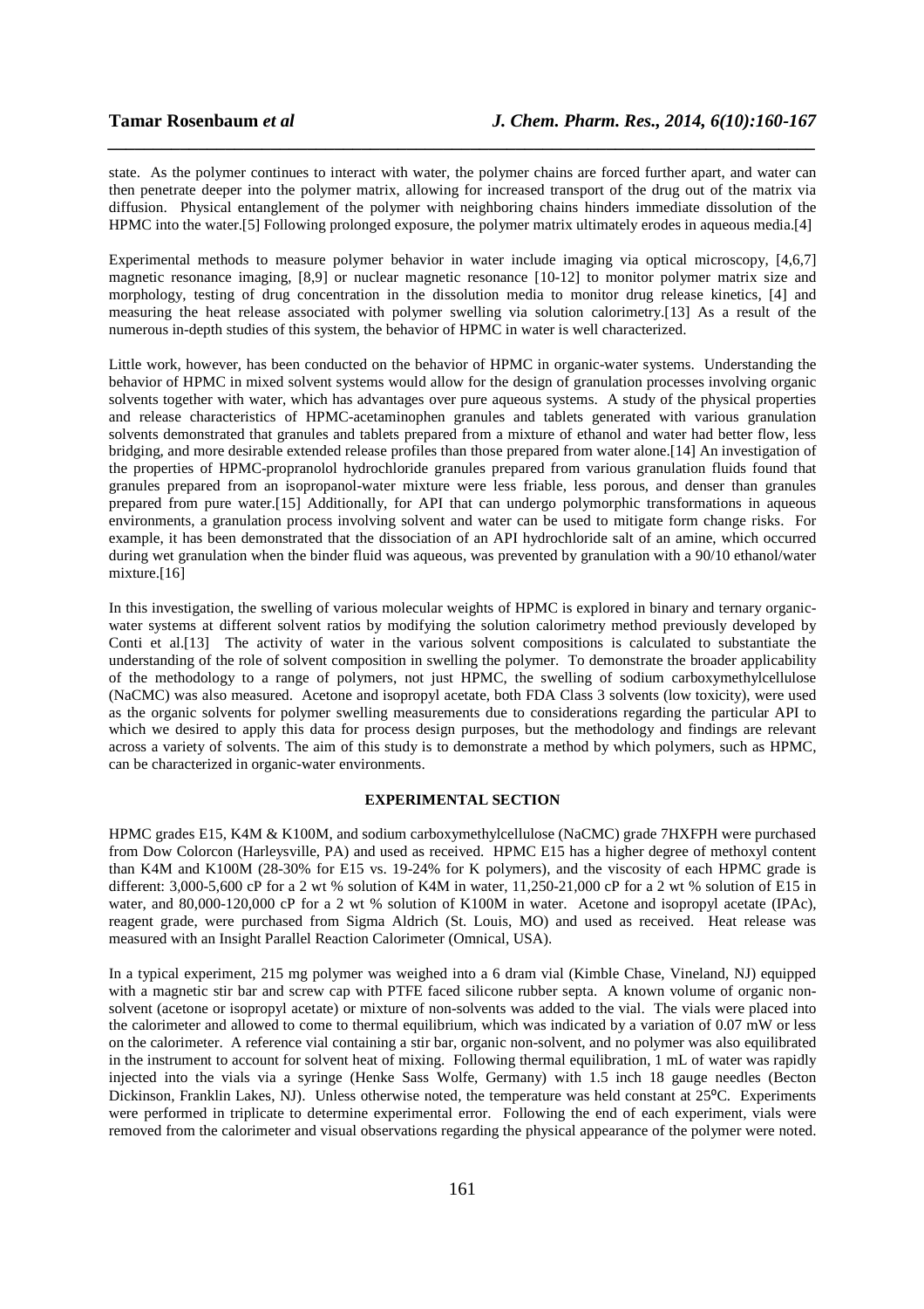state. As the polymer continues to interact with water, the polymer chains are forced further apart, and water can then penetrate deeper into the polymer matrix, allowing for increased transport of the drug out of the matrix via diffusion. Physical entanglement of the polymer with neighboring chains hinders immediate dissolution of the HPMC into the water.[5] Following prolonged exposure, the polymer matrix ultimately erodes in aqueous media.[4]

Experimental methods to measure polymer behavior in water include imaging via optical microscopy, [4,6,7] magnetic resonance imaging, [8,9] or nuclear magnetic resonance [10-12] to monitor polymer matrix size and morphology, testing of drug concentration in the dissolution media to monitor drug release kinetics, [4] and measuring the heat release associated with polymer swelling via solution calorimetry.[13] As a result of the numerous in-depth studies of this system, the behavior of HPMC in water is well characterized.

Little work, however, has been conducted on the behavior of HPMC in organic-water systems. Understanding the behavior of HPMC in mixed solvent systems would allow for the design of granulation processes involving organic solvents together with water, which has advantages over pure aqueous systems. A study of the physical properties and release characteristics of HPMC-acetaminophen granules and tablets generated with various granulation solvents demonstrated that granules and tablets prepared from a mixture of ethanol and water had better flow, less bridging, and more desirable extended release profiles than those prepared from water alone.[14] An investigation of the properties of HPMC-propranolol hydrochloride granules prepared from various granulation fluids found that granules prepared from an isopropanol-water mixture were less friable, less porous, and denser than granules prepared from pure water.[15] Additionally, for API that can undergo polymorphic transformations in aqueous environments, a granulation process involving solvent and water can be used to mitigate form change risks. For example, it has been demonstrated that the dissociation of an API hydrochloride salt of an amine, which occurred during wet granulation when the binder fluid was aqueous, was prevented by granulation with a 90/10 ethanol/water mixture.[16]

In this investigation, the swelling of various molecular weights of HPMC is explored in binary and ternary organic-water systems at different solvent ratios by modifying the solution calorimetry method previously developed by Conti et al.[13] The activity of water in the various solvent compositions is calculated to substantiate the understanding of the role of solvent composition in swelling the polymer. To demonstrate the broader applicability of the methodology to a range of polymers, not just HPMC, the swelling of sodium carboxymethylcellulose (NaCMC) was also measured. Acetone and isopropyl acetate, both FDA Class 3 solvents (low toxicity), were used as the organic solvents for polymer swelling measurements due to considerations regarding the particular API to which we desired to apply this data for process design purposes, but the methodology and findings are relevant across a variety of solvents. The aim of this study is to demonstrate a method by which polymers, such as HPMC, can be characterized in organic-water environments.

## EXPERIMENTAL SECTION

HPMC grades E15, K4M & K100M, and sodium carboxymethylcellulose (NaCMC) grade 7HXFPH were purchased from Dow Colorcon (Harleysville, PA) and used as received. HPMC E15 has a higher degree of methoxyl content than K4M and K100M (28-30% for E15 vs. 19-24% for K polymers), and the viscosity of each HPMC grade is different: 3,000-5,600 cP for a 2 wt % solution of K4M in water, 11,250-21,000 cP for a 2 wt % solution of E15 in water, and 80,000-120,000 cP for a 2 wt % solution of K100M in water. Acetone and isopropyl acetate (IPAc), reagent grade, were purchased from Sigma Aldrich (St. Louis, MO) and used as received. Heat release was measured with an Insight Parallel Reaction Calorimeter (Omnical, USA).

In a typical experiment, 215 mg polymer was weighed into a 6 dram vial (Kimble Chase, Vineland, NJ) equipped with a magnetic stir bar and screw cap with PTFE faced silicone rubber septa. A known volume of organic non-solvent (acetone or isopropyl acetate) or mixture of non-solvents was added to the vial. The vials were placed into the calorimeter and allowed to come to thermal equilibrium, which was indicated by a variation of 0.07 mW or less on the calorimeter. A reference vial containing a stir bar, organic non-solvent, and no polymer was also equilibrated in the instrument to account for solvent heat of mixing. Following thermal equilibration, 1 mL of water was rapidly injected into the vials via a syringe (Henke Sass Wolfe, Germany) with 1.5 inch 18 gauge needles (Becton Dickinson, Franklin Lakes, NJ). Unless otherwise noted, the temperature was held constant at 25°C. Experiments were performed in triplicate to determine experimental error. Following the end of each experiment, vials were removed from the calorimeter and visual observations regarding the physical appearance of the polymer were noted.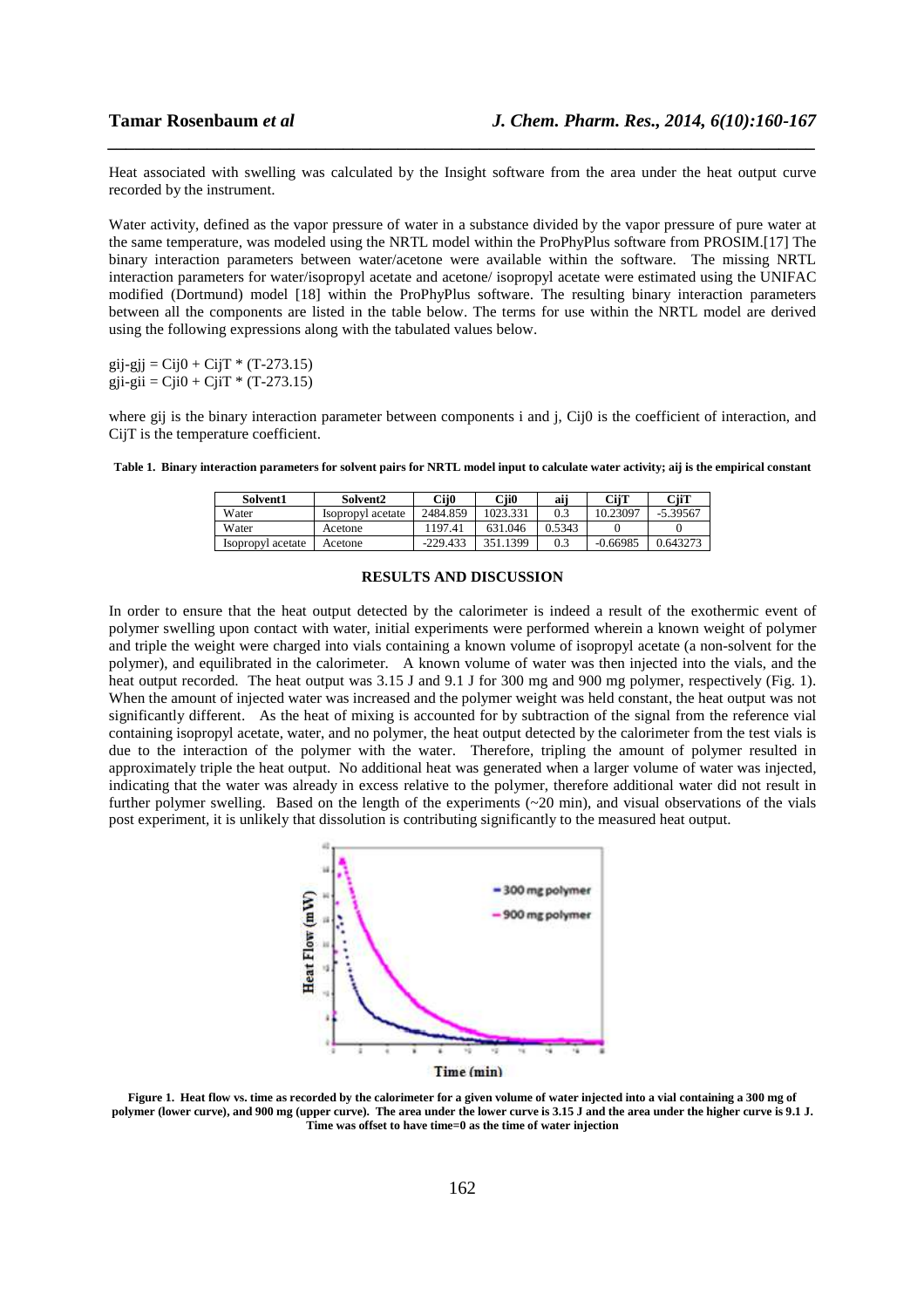Heat associated with swelling was calculated by the Insight software from the area under the heat output curve recorded by the instrument.

Water activity, defined as the vapor pressure of water in a substance divided by the vapor pressure of pure water at the same temperature, was modeled using the NRTL model within the ProPhyPlus software from PROSIM.[17] The binary interaction parameters between water/acetone were available within the software. The missing NRTL interaction parameters for water/isopropyl acetate and acetone/ isopropyl acetate were estimated using the UNIFAC modified (Dortmund) model [18] within the ProPhyPlus software. The resulting binary interaction parameters between all the components are listed in the table below. The terms for use within the NRTL model are derived using the following expressions along with the tabulated values below.

$$g_{ij} - g_{jj} = C_{ij}0 + C_{ij}T * (T-273.15)$$
$$g_{ji} - g_{ii} = C_{ji}0 + C_{ji}T * (T-273.15)$$

where gij is the binary interaction parameter between components i and j, Cij0 is the coefficient of interaction, and CijT is the temperature coefficient.

**Table 1. Binary interaction parameters for solvent pairs for NRTL model input to calculate water activity; aij is the empirical constant**

| Solvent1 | Solvent2 | Cij0 | Cji0 | aij | CijT | CjiT |
|---|---|---|---|---|---|---|
| Water | Isopropyl acetate | 2484.859 | 1023.331 | 0.3 | 10.23097 | -5.39567 |
| Water | Acetone | 1197.41 | 631.046 | 0.5343 | 0 | 0 |
| Isopropyl acetate | Acetone | -229.433 | 351.1399 | 0.3 | -0.66985 | 0.643273 |

## RESULTS AND DISCUSSION

In order to ensure that the heat output detected by the calorimeter is indeed a result of the exothermic event of polymer swelling upon contact with water, initial experiments were performed wherein a known weight of polymer and triple the weight were charged into vials containing a known volume of isopropyl acetate (a non-solvent for the polymer), and equilibrated in the calorimeter. A known volume of water was then injected into the vials, and the heat output recorded. The heat output was 3.15 J and 9.1 J for 300 mg and 900 mg polymer, respectively (Fig. 1). When the amount of injected water was increased and the polymer weight was held constant, the heat output was not significantly different. As the heat of mixing is accounted for by subtraction of the signal from the reference vial containing isopropyl acetate, water, and no polymer, the heat output detected by the calorimeter from the test vials is due to the interaction of the polymer with the water. Therefore, tripling the amount of polymer resulted in approximately triple the heat output. No additional heat was generated when a larger volume of water was injected, indicating that the water was already in excess relative to the polymer, therefore additional water did not result in further polymer swelling. Based on the length of the experiments (~20 min), and visual observations of the vials post experiment, it is unlikely that dissolution is contributing significantly to the measured heat output.

**Figure 1. Heat flow vs. time as recorded by the calorimeter for a given volume of water injected into a vial containing a 300 mg of polymer (lower curve), and 900 mg (upper curve). The area under the lower curve is 3.15 J and the area under the higher curve is 9.1 J. Time was offset to have time=0 as the time of water injection**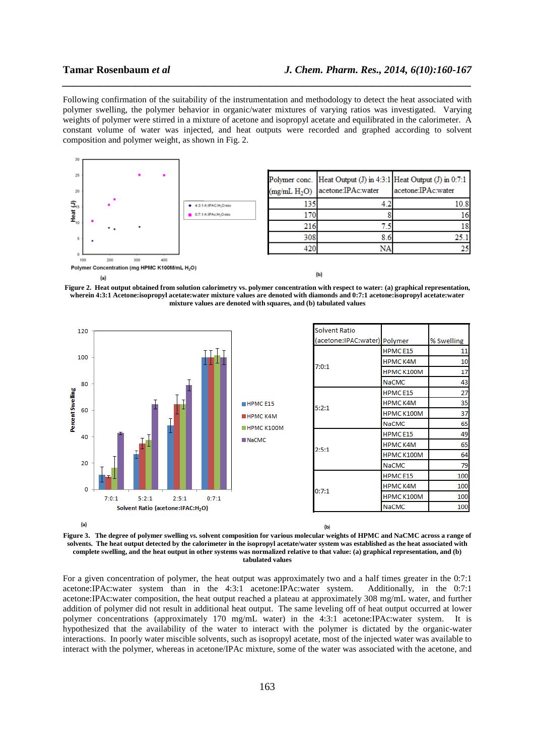Following confirmation of the suitability of the instrumentation and methodology to detect the heat associated with polymer swelling, the polymer behavior in organic/water mixtures of varying ratios was investigated. Varying weights of polymer were stirred in a mixture of acetone and isopropyl acetate and equilibrated in the calorimeter. A constant volume of water was injected, and heat outputs were recorded and graphed according to solvent composition and polymer weight, as shown in Fig. 2.

| Polymer conc. (mg/mL $H_2O$) | Heat Output (J) in 4:3:1 acetone:IPAc:water | Heat Output (J) in 0:7:1 acetone:IPAc:water |
|---|---|---|
| 135 | 4.2 | 10.8 |
| 170 | 8 | 16 |
| 216 | 7.5 | 18 |
| 308 | 8.6 | 25.1 |
| 420 | NA | 25 |

**Figure 2. Heat output obtained from solution calorimetry vs. polymer concentration with respect to water: (a) graphical representation, wherein 4:3:1 Acetone:isopropyl acetate:water mixture values are denoted with diamonds and 0:7:1 acetone:isopropyl acetate:water mixture values are denoted with squares, and (b) tabulated values**

| Solvent Ratio (acetone:IPAC:water) | Polymer | % Swelling |
|---|---|---|
| 7:0:1 | HPMC E15 | 11 |
| | HPMC K4M | 10 |
| | HPMC K100M | 17 |
| | NaCMC | 43 |
| 5:2:1 | HPMC E15 | 27 |
| | HPMC K4M | 35 |
| | HPMC K100M | 37 |
| | NaCMC | 65 |
| 2:5:1 | HPMC E15 | 49 |
| | HPMC K4M | 65 |
| | HPMC K100M | 64 |
| | NaCMC | 79 |
| 0:7:1 | HPMC E15 | 100 |
| | HPMC K4M | 100 |
| | HPMC K100M | 100 |
| | NaCMC | 100 |

**Figure 3. The degree of polymer swelling *vs.* solvent composition for various molecular weights of HPMC and NaCMC across a range of solvents. The heat output detected by the calorimeter in the isopropyl acetate/water system was established as the heat associated with complete swelling, and the heat output in other systems was normalized relative to that value: (a) graphical representation, and (b) tabulated values**

For a given concentration of polymer, the heat output was approximately two and a half times greater in the 0:7:1 acetone:IPAc:water system than in the 4:3:1 acetone:IPAc:water system. Additionally, in the 0:7:1 acetone:IPAc:water composition, the heat output reached a plateau at approximately 308 mg/mL water, and further addition of polymer did not result in additional heat output. The same leveling off of heat output occurred at lower polymer concentrations (approximately 170 mg/mL water) in the 4:3:1 acetone:IPAc:water system. It is hypothesized that the availability of the water to interact with the polymer is dictated by the organic-water interactions. In poorly water miscible solvents, such as isopropyl acetate, most of the injected water was available to interact with the polymer, whereas in acetone/IPAc mixture, some of the water was associated with the acetone, and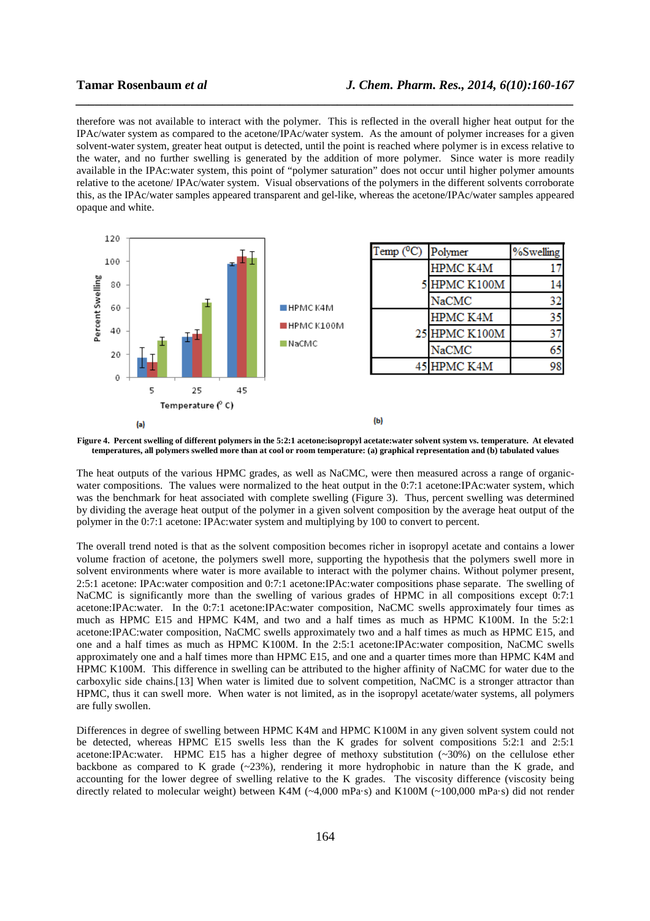therefore was not available to interact with the polymer. This is reflected in the overall higher heat output for the IPAc/water system as compared to the acetone/IPAc/water system. As the amount of polymer increases for a given solvent-water system, greater heat output is detected, until the point is reached where polymer is in excess relative to the water, and no further swelling is generated by the addition of more polymer. Since water is more readily available in the IPAc:water system, this point of "polymer saturation" does not occur until higher polymer amounts relative to the acetone/ IPAc/water system. Visual observations of the polymers in the different solvents corroborate this, as the IPAc/water samples appeared transparent and gel-like, whereas the acetone/IPAc/water samples appeared opaque and white.

| Temp ($^0$C) | Polymer | %Swelling |
|---|---|---|
| 5 | HPMC K4M | 17 |
| | HPMC K100M | 14 |
| | NaCMC | 32 |
| 25 | HPMC K4M | 35 |
| | HPMC K100M | 37 |
| | NaCMC | 65 |
| 45 | HPMC K4M | 98 |

**Figure 4. Percent swelling of different polymers in the 5:2:1 acetone:isopropyl acetate:water solvent system vs. temperature. At elevated temperatures, all polymers swelled more than at cool or room temperature: (a) graphical representation and (b) tabulated values**

The heat outputs of the various HPMC grades, as well as NaCMC, were then measured across a range of organic-water compositions. The values were normalized to the heat output in the 0:7:1 acetone:IPAc:water system, which was the benchmark for heat associated with complete swelling (Figure 3). Thus, percent swelling was determined by dividing the average heat output of the polymer in a given solvent composition by the average heat output of the polymer in the 0:7:1 acetone: IPAc:water system and multiplying by 100 to convert to percent.

The overall trend noted is that as the solvent composition becomes richer in isopropyl acetate and contains a lower volume fraction of acetone, the polymers swell more, supporting the hypothesis that the polymers swell more in solvent environments where water is more available to interact with the polymer chains. Without polymer present, 2:5:1 acetone: IPAc:water composition and 0:7:1 acetone:IPAc:water compositions phase separate. The swelling of NaCMC is significantly more than the swelling of various grades of HPMC in all compositions except 0:7:1 acetone:IPAc:water. In the 0:7:1 acetone:IPAc:water composition, NaCMC swells approximately four times as much as HPMC E15 and HPMC K4M, and two and a half times as much as HPMC K100M. In the 5:2:1 acetone:IPAC:water composition, NaCMC swells approximately two and a half times as much as HPMC E15, and one and a half times as much as HPMC K100M. In the 2:5:1 acetone:IPAc:water composition, NaCMC swells approximately one and a half times more than HPMC E15, and one and a quarter times more than HPMC K4M and HPMC K100M. This difference in swelling can be attributed to the higher affinity of NaCMC for water due to the carboxylic side chains.[13] When water is limited due to solvent competition, NaCMC is a stronger attractor than HPMC, thus it can swell more. When water is not limited, as in the isopropyl acetate/water systems, all polymers are fully swollen.

Differences in degree of swelling between HPMC K4M and HPMC K100M in any given solvent system could not be detected, whereas HPMC E15 swells less than the K grades for solvent compositions 5:2:1 and 2:5:1 acetone:IPAc:water. HPMC E15 has a higher degree of methoxy substitution (~30%) on the cellulose ether backbone as compared to K grade (~23%), rendering it more hydrophobic in nature than the K grade, and accounting for the lower degree of swelling relative to the K grades. The viscosity difference (viscosity being directly related to molecular weight) between K4M (~4,000 mPa·s) and K100M (~100,000 mPa·s) did not render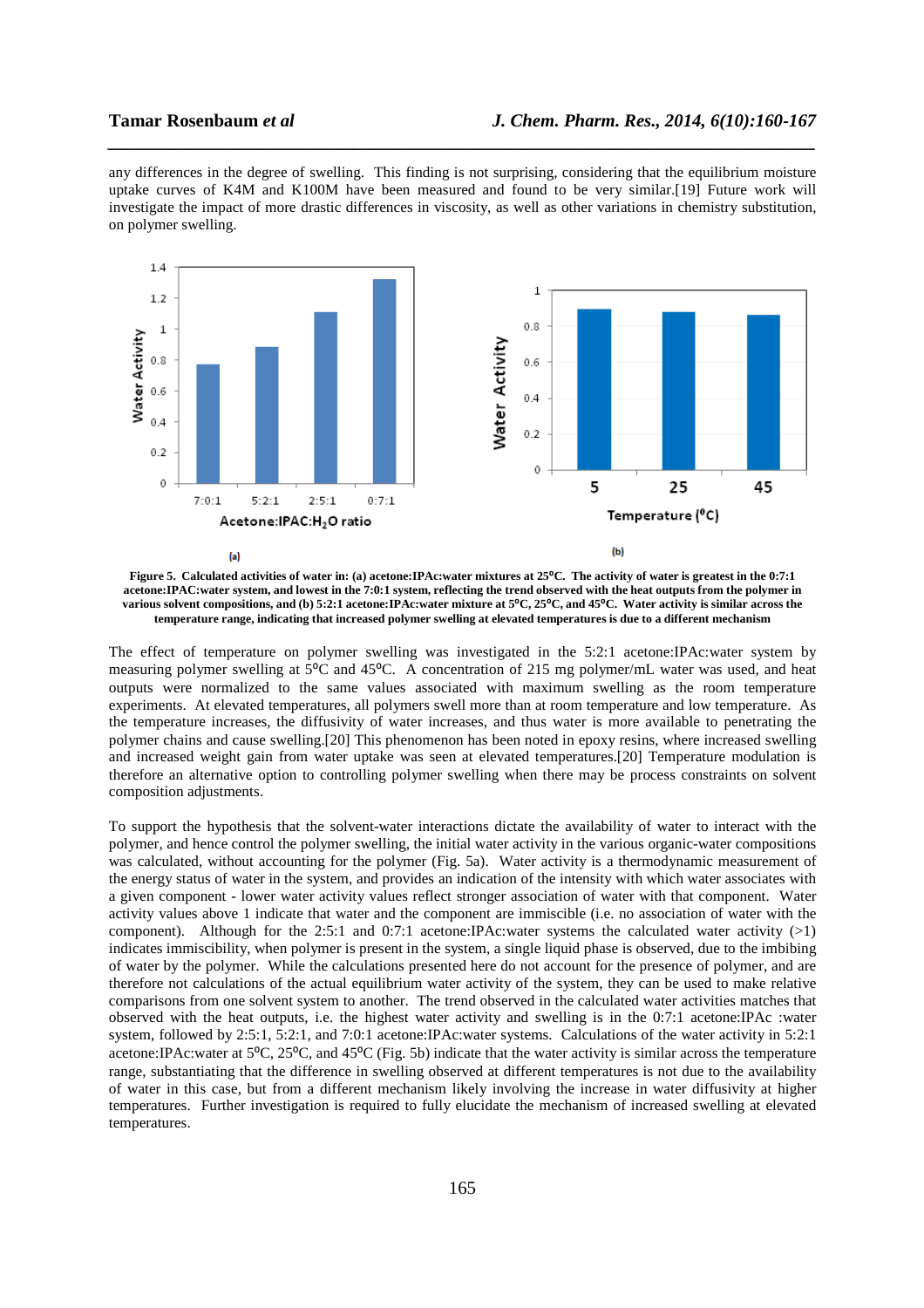any differences in the degree of swelling. This finding is not surprising, considering that the equilibrium moisture uptake curves of K4M and K100M have been measured and found to be very similar.[19] Future work will investigate the impact of more drastic differences in viscosity, as well as other variations in chemistry substitution, on polymer swelling.

**Figure 5. Calculated activities of water in: (a) acetone:IPAc:water mixtures at 25°C. The activity of water is greatest in the 0:7:1 acetone:IPAC:water system, and lowest in the 7:0:1 system, reflecting the trend observed with the heat outputs from the polymer in various solvent compositions, and (b) 5:2:1 acetone:IPAc:water mixture at 5°C, 25°C, and 45°C. Water activity is similar across the temperature range, indicating that increased polymer swelling at elevated temperatures is due to a different mechanism**

The effect of temperature on polymer swelling was investigated in the 5:2:1 acetone:IPAc:water system by measuring polymer swelling at 5°C and 45°C. A concentration of 215 mg polymer/mL water was used, and heat outputs were normalized to the same values associated with maximum swelling as the room temperature experiments. At elevated temperatures, all polymers swell more than at room temperature and low temperature. As the temperature increases, the diffusivity of water increases, and thus water is more available to penetrating the polymer chains and cause swelling.[20] This phenomenon has been noted in epoxy resins, where increased swelling and increased weight gain from water uptake was seen at elevated temperatures.[20] Temperature modulation is therefore an alternative option to controlling polymer swelling when there may be process constraints on solvent composition adjustments.

To support the hypothesis that the solvent-water interactions dictate the availability of water to interact with the polymer, and hence control the polymer swelling, the initial water activity in the various organic-water compositions was calculated, without accounting for the polymer (Fig. 5a). Water activity is a thermodynamic measurement of the energy status of water in the system, and provides an indication of the intensity with which water associates with a given component - lower water activity values reflect stronger association of water with that component. Water activity values above 1 indicate that water and the component are immiscible (i.e. no association of water with the component). Although for the 2:5:1 and 0:7:1 acetone:IPAc:water systems the calculated water activity (>1) indicates immiscibility, when polymer is present in the system, a single liquid phase is observed, due to the imbibing of water by the polymer. While the calculations presented here do not account for the presence of polymer, and are therefore not calculations of the actual equilibrium water activity of the system, they can be used to make relative comparisons from one solvent system to another. The trend observed in the calculated water activities matches that observed with the heat outputs, i.e. the highest water activity and swelling is in the 0:7:1 acetone:IPAc :water system, followed by 2:5:1, 5:2:1, and 7:0:1 acetone:IPAc:water systems. Calculations of the water activity in 5:2:1 acetone:IPAc:water at 5°C, 25°C, and 45°C (Fig. 5b) indicate that the water activity is similar across the temperature range, substantiating that the difference in swelling observed at different temperatures is not due to the availability of water in this case, but from a different mechanism likely involving the increase in water diffusivity at higher temperatures. Further investigation is required to fully elucidate the mechanism of increased swelling at elevated temperatures.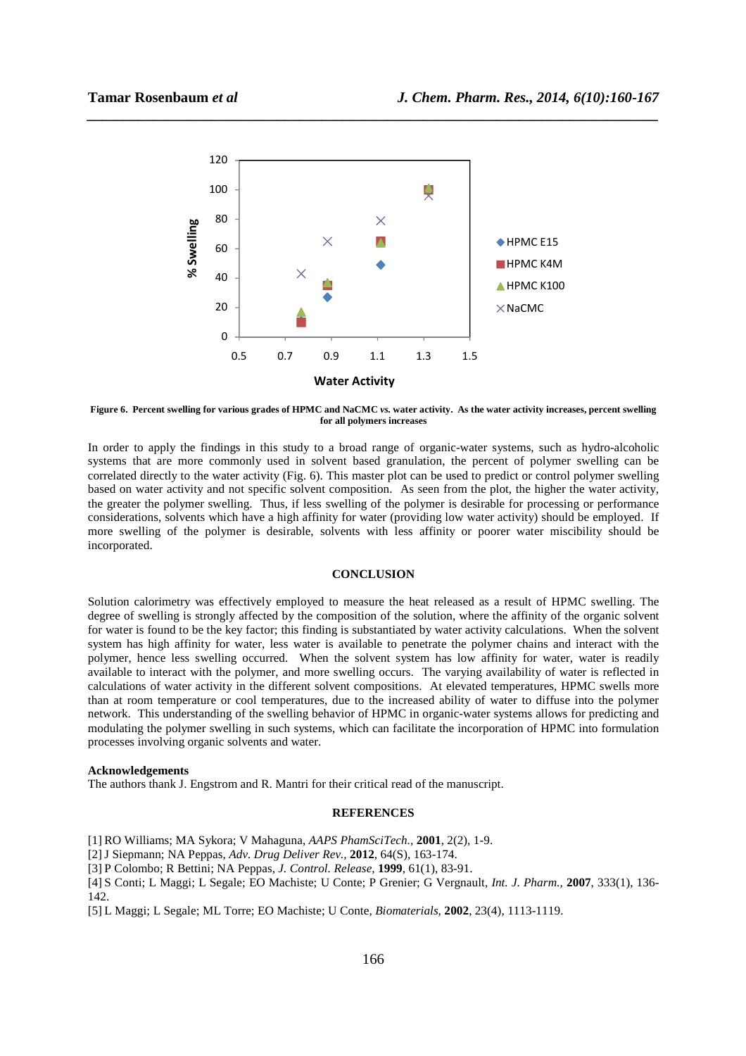Figure 6. Percent swelling for various grades of HPMC and NaCMC *vs.* water activity. As the water activity increases, percent swelling for all polymers increases

In order to apply the findings in this study to a broad range of organic-water systems, such as hydro-alcoholic systems that are more commonly used in solvent based granulation, the percent of polymer swelling can be correlated directly to the water activity (Fig. 6). This master plot can be used to predict or control polymer swelling based on water activity and not specific solvent composition. As seen from the plot, the higher the water activity, the greater the polymer swelling. Thus, if less swelling of the polymer is desirable for processing or performance considerations, solvents which have a high affinity for water (providing low water activity) should be employed. If more swelling of the polymer is desirable, solvents with less affinity or poorer water miscibility should be incorporated.

## CONCLUSION

Solution calorimetry was effectively employed to measure the heat released as a result of HPMC swelling. The degree of swelling is strongly affected by the composition of the solution, where the affinity of the organic solvent for water is found to be the key factor; this finding is substantiated by water activity calculations. When the solvent system has high affinity for water, less water is available to penetrate the polymer chains and interact with the polymer, hence less swelling occurred. When the solvent system has low affinity for water, water is readily available to interact with the polymer, and more swelling occurs. The varying availability of water is reflected in calculations of water activity in the different solvent compositions. At elevated temperatures, HPMC swells more than at room temperature or cool temperatures, due to the increased ability of water to diffuse into the polymer network. This understanding of the swelling behavior of HPMC in organic-water systems allows for predicting and modulating the polymer swelling in such systems, which can facilitate the incorporation of HPMC into formulation processes involving organic solvents and water.

### Acknowledgements

The authors thank J. Engstrom and R. Mantri for their critical read of the manuscript.

## REFERENCES

[1] RO Williams; MA Sykora; V Mahaguna, *AAPS PhamSciTech.*, **2001**, 2(2), 1-9.
[2] J Siepmann; NA Peppas, *Adv. Drug Deliver Rev.*, **2012**, 64(S), 163-174.
[3] P Colombo; R Bettini; NA Peppas, *J. Control. Release*, **1999**, 61(1), 83-91.
[4] S Conti; L Maggi; L Segale; EO Machiste; U Conte; P Grenier; G Vergnault, *Int. J. Pharm.*, **2007**, 333(1), 136-142.
[5] L Maggi; L Segale; ML Torre; EO Machiste; U Conte, *Biomaterials*, **2002**, 23(4), 1113-1119.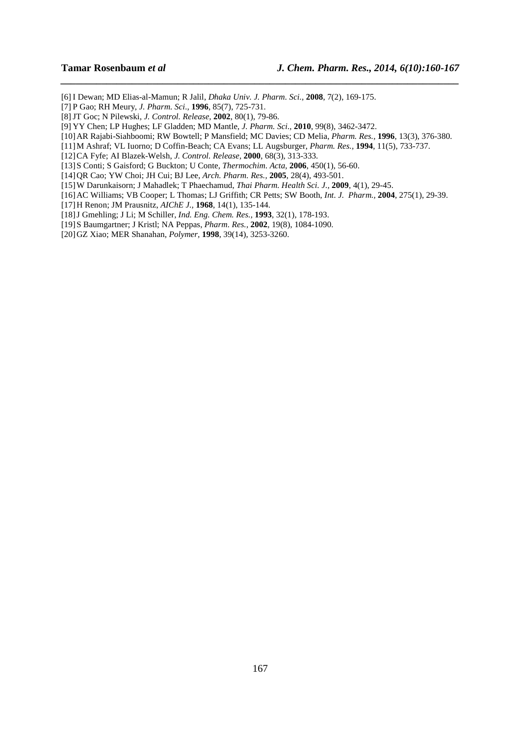[6] I Dewan; MD Elias-al-Mamun; R Jalil, *Dhaka Univ. J. Pharm. Sci.*, **2008**, 7(2), 169-175.
[7] P Gao; RH Meury, *J. Pharm. Sci*., **1996**, 85(7), 725-731.
[8] JT Goc; N Pilewski, *J. Control. Release*, **2002**, 80(1), 79-86.
[9] YY Chen; LP Hughes; LF Gladden; MD Mantle, *J. Pharm. Sci.*, **2010**, 99(8), 3462-3472.
[10] AR Rajabi-Siahboomi; RW Bowtell; P Mansfield; MC Davies; CD Melia, *Pharm. Res.*, **1996**, 13(3), 376-380.
[11] M Ashraf; VL Iuorno; D Coffin-Beach; CA Evans; LL Augsburger, *Pharm. Res.*, **1994**, 11(5), 733-737.
[12] CA Fyfe; AI Blazek-Welsh, *J. Control. Release*, **2000**, 68(3), 313-333.
[13] S Conti; S Gaisford; G Buckton; U Conte, *Thermochim. Acta*, **2006**, 450(1), 56-60.
[14] QR Cao; YW Choi; JH Cui; BJ Lee, *Arch. Pharm. Res.*, **2005**, 28(4), 493-501.
[15] W Darunkaisorn; J Mahadlek; T Phaechamud, *Thai Pharm. Health Sci. J.*, **2009**, 4(1), 29-45.
[16] AC Williams; VB Cooper; L Thomas; LJ Griffith; CR Petts; SW Booth, *Int. J. Pharm.*, **2004**, 275(1), 29-39.
[17] H Renon; JM Prausnitz, *AIChE J.*, **1968**, 14(1), 135-144.
[18] J Gmehling; J Li; M Schiller, *Ind. Eng. Chem. Res.*, **1993**, 32(1), 178-193.
[19] S Baumgartner; J Kristl; NA Peppas, *Pharm. Res.*, **2002**, 19(8), 1084-1090.
[20] GZ Xiao; MER Shanahan, *Polymer*, **1998**, 39(14), 3253-3260.